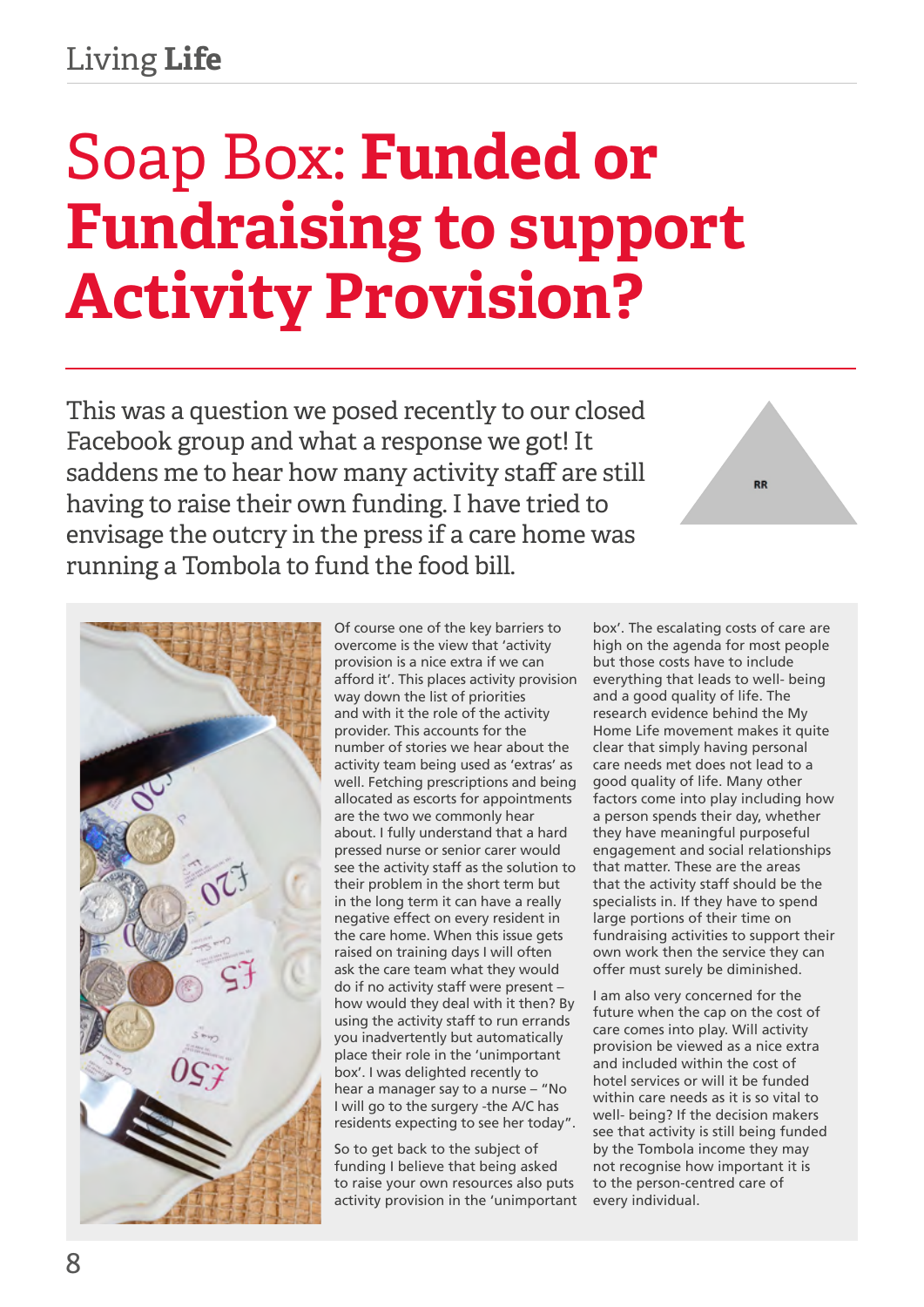# Soap Box: **Funded or Fundraising to support Activity Provision?**

This was a question we posed recently to our closed Facebook group and what a response we got! It saddens me to hear how many activity staff are still having to raise their own funding. I have tried to envisage the outcry in the press if a care home was running a Tombola to fund the food bill.

RR

Of course one of the key barriers to overcome is the view that 'activity provision is a nice extra if we can afford it'. This places activity provision way down the list of priorities and with it the role of the activity provider. This accounts for the number of stories we hear about the activity team being used as 'extras' as well. Fetching prescriptions and being allocated as escorts for appointments are the two we commonly hear about. I fully understand that a hard pressed nurse or senior carer would see the activity staff as the solution to their problem in the short term but in the long term it can have a really negative effect on every resident in the care home. When this issue gets raised on training days I will often ask the care team what they would do if no activity staff were present – how would they deal with it then? By using the activity staff to run errands you inadvertently but automatically place their role in the 'unimportant box'. I was delighted recently to hear a manager say to a nurse – "No I will go to the surgery -the A/C has residents expecting to see her today".

So to get back to the subject of funding I believe that being asked to raise your own resources also puts activity provision in the 'unimportant box'. The escalating costs of care are high on the agenda for most people but those costs have to include everything that leads to well- being and a good quality of life. The research evidence behind the My Home Life movement makes it quite clear that simply having personal care needs met does not lead to a good quality of life. Many other factors come into play including how a person spends their day, whether they have meaningful purposeful engagement and social relationships that matter. These are the areas that the activity staff should be the specialists in. If they have to spend large portions of their time on fundraising activities to support their own work then the service they can offer must surely be diminished.

I am also very concerned for the future when the cap on the cost of care comes into play. Will activity provision be viewed as a nice extra and included within the cost of hotel services or will it be funded within care needs as it is so vital to well- being? If the decision makers see that activity is still being funded by the Tombola income they may not recognise how important it is to the person-centred care of every individual.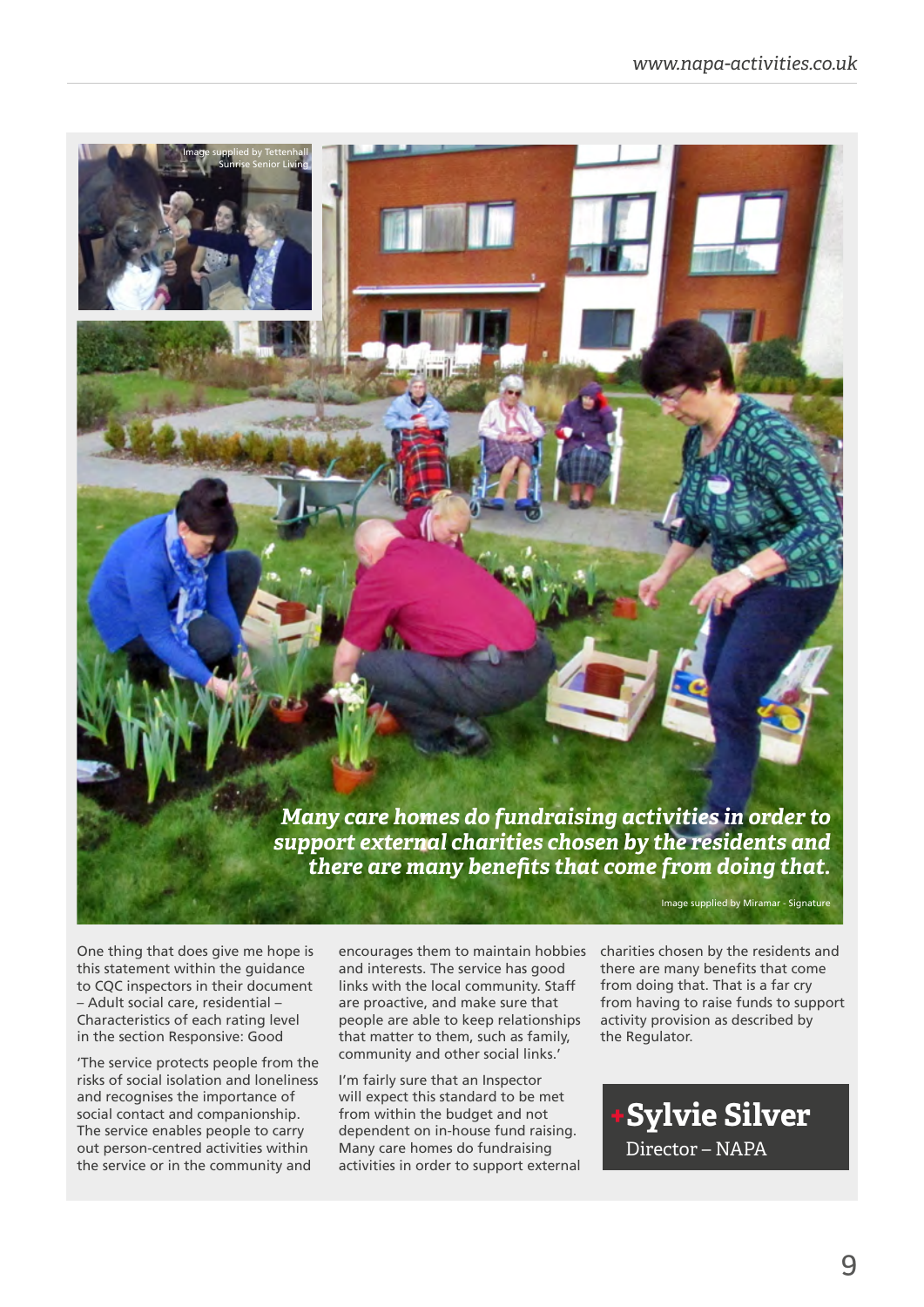*Many care homes do fundraising activities in order to support external charities chosen by the residents and there are many benefits that come from doing that.*

Image supplied by Tettenhall Sunrise Senior Living

Image supplied by Miramar - Signature

One thing that does give me hope is this statement within the guidance to CQC inspectors in their document – Adult social care, residential – Characteristics of each rating level in the section Responsive: Good

'The service protects people from the risks of social isolation and loneliness and recognises the importance of social contact and companionship. The service enables people to carry out person-centred activities within the service or in the community and encourages them to maintain hobbies and interests. The service has good links with the local community. Staff are proactive, and make sure that people are able to keep relationships that matter to them, such as family, community and other social links.'

I'm fairly sure that an Inspector will expect this standard to be met from within the budget and not dependent on in-house fund raising. Many care homes do fundraising activities in order to support external charities chosen by the residents and there are many benefits that come from doing that. That is a far cry from having to raise funds to support activity provision as described by the Regulator.

**Sylvie Silver**
Director – NAPA